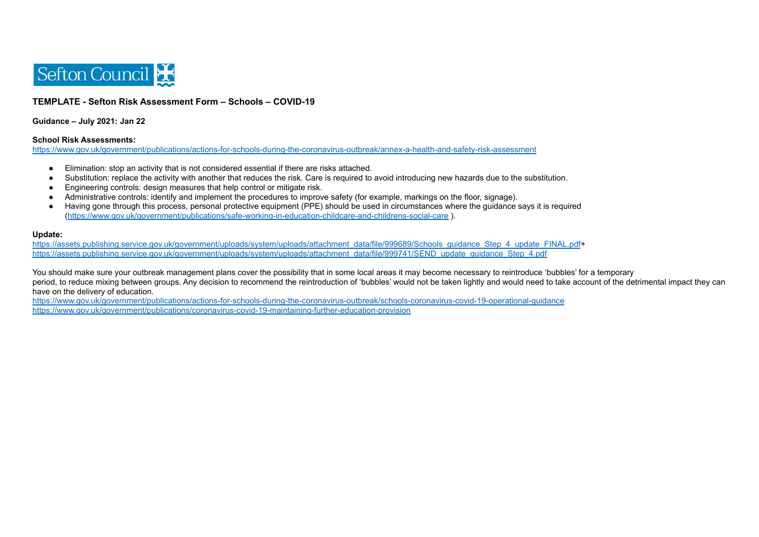Sefton Council

**TEMPLATE - Sefton Risk Assessment Form – Schools – COVID-19**

**Guidance – July 2021: Jan 22**

**School Risk Assessments:**
https://www.gov.uk/government/publications/actions-for-schools-during-the-coronavirus-outbreak/annex-a-health-and-safety-risk-assessment

- Elimination: stop an activity that is not considered essential if there are risks attached.
- Substitution: replace the activity with another that reduces the risk. Care is required to avoid introducing new hazards due to the substitution.
- Engineering controls: design measures that help control or mitigate risk.
- Administrative controls: identify and implement the procedures to improve safety (for example, markings on the floor, signage).
- Having gone through this process, personal protective equipment (PPE) should be used in circumstances where the guidance says it is required (https://www.gov.uk/government/publications/safe-working-in-education-childcare-and-childrens-social-care ).

**Update:**
https://assets.publishing.service.gov.uk/government/uploads/system/uploads/attachment_data/file/999689/Schools_guidance_Step_4_update_FINAL.pdf+
https://assets.publishing.service.gov.uk/government/uploads/system/uploads/attachment_data/file/999741/SEND_update_guidance_Step_4.pdf

You should make sure your outbreak management plans cover the possibility that in some local areas it may become necessary to reintroduce 'bubbles' for a temporary period, to reduce mixing between groups. Any decision to recommend the reintroduction of 'bubbles' would not be taken lightly and would need to take account of the detrimental impact they can have on the delivery of education.
https://www.gov.uk/government/publications/actions-for-schools-during-the-coronavirus-outbreak/schools-coronavirus-covid-19-operational-guidance
https://www.gov.uk/government/publications/coronavirus-covid-19-maintaining-further-education-provision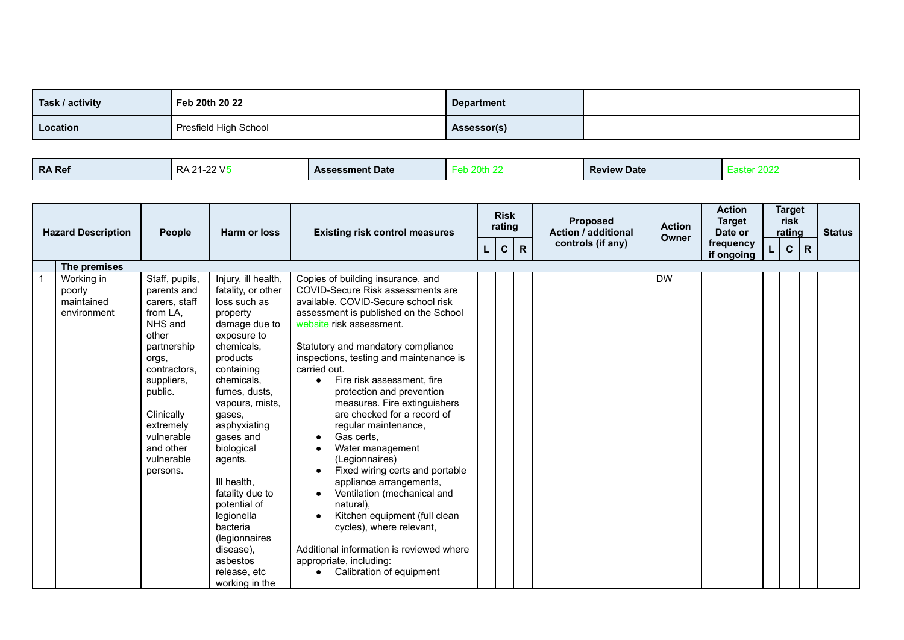| Task / activity | Feb 20th 20 22 | Department | |
|---|---|---|---|
| Location | Presfield High School | Assessor(s) | |

| RA Ref | RA 21-22 V5 | Assessment Date | Feb 20th 22 | Review Date | Easter 2022 |
|---|---|---|---|---|---|

| | Hazard Description | People | Harm or loss | Existing risk control measures | Risk rating | | | Proposed Action / additional controls (if any) | Action Owner | Action Target Date or frequency if ongoing | Target risk rating | | | Status |
|---|---|---|---|---|---|---|---|---|---|---|---|---|---|---|
| | | | | | L | C | R | | | | L | C | R | |
| | **The premises** | | | | | | | | | | | | | |
| 1 | Working in poorly maintained environment | Staff, pupils, parents and carers, staff from LA, NHS and other partnership orgs, contractors, suppliers, public.<br><br>Clinically extremely vulnerable and other vulnerable persons. | Injury, ill health, fatality, or other loss such as property damage due to exposure to chemicals, products containing chemicals, fumes, dusts, vapours, mists, gases, asphyxiating gases and biological agents.<br><br>Ill health, fatality due to potential of legionella bacteria (legionnaires disease), asbestos release, etc working in the | Copies of building insurance, and COVID-Secure Risk assessments are available. COVID-Secure school risk assessment is published on the School website risk assessment.<br><br>Statutory and mandatory compliance inspections, testing and maintenance is carried out.<br>• Fire risk assessment, fire protection and prevention measures. Fire extinguishers are checked for a record of regular maintenance,<br>• Gas certs,<br>• Water management (Legionnaires)<br>• Fixed wiring certs and portable appliance arrangements,<br>• Ventilation (mechanical and natural),<br>• Kitchen equipment (full clean cycles), where relevant,<br><br>Additional information is reviewed where appropriate, including:<br>• Calibration of equipment | | | | | DW | | | | | |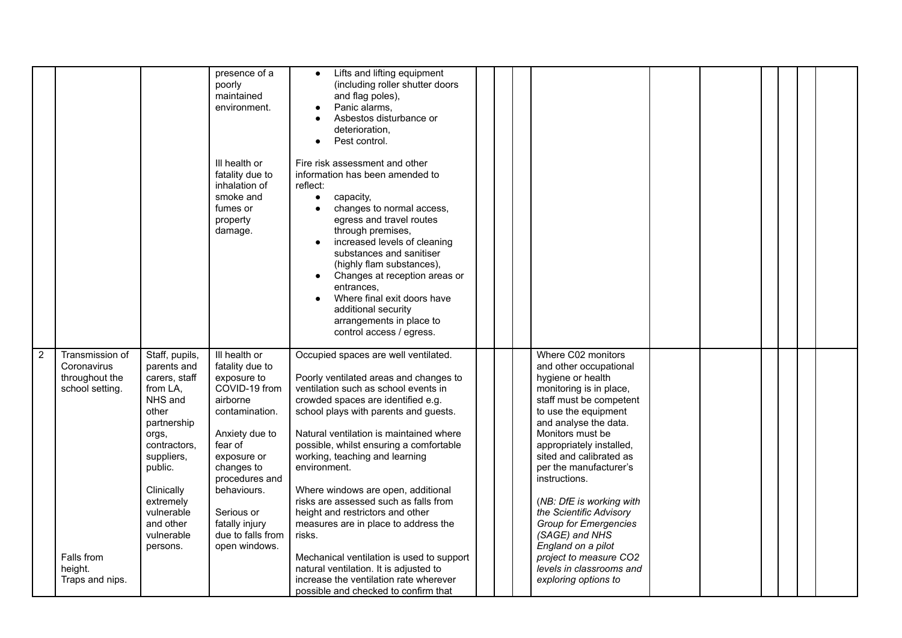| | | | | | | | | | | | | | | |
|---|---|---|---|---|---|---|---|---|---|---|---|---|---|---|
| | | | presence of a poorly maintained environment.<br><br>Ill health or fatality due to inhalation of smoke and fumes or property damage. | • Lifts and lifting equipment (including roller shutter doors and flag poles),<br>• Panic alarms,<br>• Asbestos disturbance or deterioration,<br>• Pest control.<br><br>Fire risk assessment and other information has been amended to reflect:<br>• capacity,<br>• changes to normal access, egress and travel routes through premises,<br>• increased levels of cleaning substances and sanitiser (highly flam substances),<br>• Changes at reception areas or entrances,<br>• Where final exit doors have additional security arrangements in place to control access / egress. | | | | | | | | | | |
| 2 | Transmission of Coronavirus throughout the school setting.<br><br>Falls from height.<br>Traps and nips. | Staff, pupils, parents and carers, staff from LA, NHS and other partnership orgs, contractors, suppliers, public.<br><br>Clinically extremely vulnerable and other vulnerable persons. | Ill health or fatality due to exposure to COVID-19 from airborne contamination.<br><br>Anxiety due to fear of exposure or changes to procedures and behaviours.<br><br>Serious or fatally injury due to falls from open windows. | Occupied spaces are well ventilated.<br><br>Poorly ventilated areas and changes to ventilation such as school events in crowded spaces are identified e.g. school plays with parents and guests.<br><br>Natural ventilation is maintained where possible, whilst ensuring a comfortable working, teaching and learning environment.<br><br>Where windows are open, additional risks are assessed such as falls from height and restrictors and other measures are in place to address the risks.<br><br>Mechanical ventilation is used to support natural ventilation. It is adjusted to increase the ventilation rate wherever possible and checked to confirm that | | | | Where C02 monitors and other occupational hygiene or health monitoring is in place, staff must be competent to use the equipment and analyse the data. Monitors must be appropriately installed, sited and calibrated as per the manufacturer's instructions.<br><br>(*NB: DfE is working with the Scientific Advisory Group for Emergencies (SAGE) and NHS England on a pilot project to measure CO2 levels in classrooms and exploring options to* | | | | | | |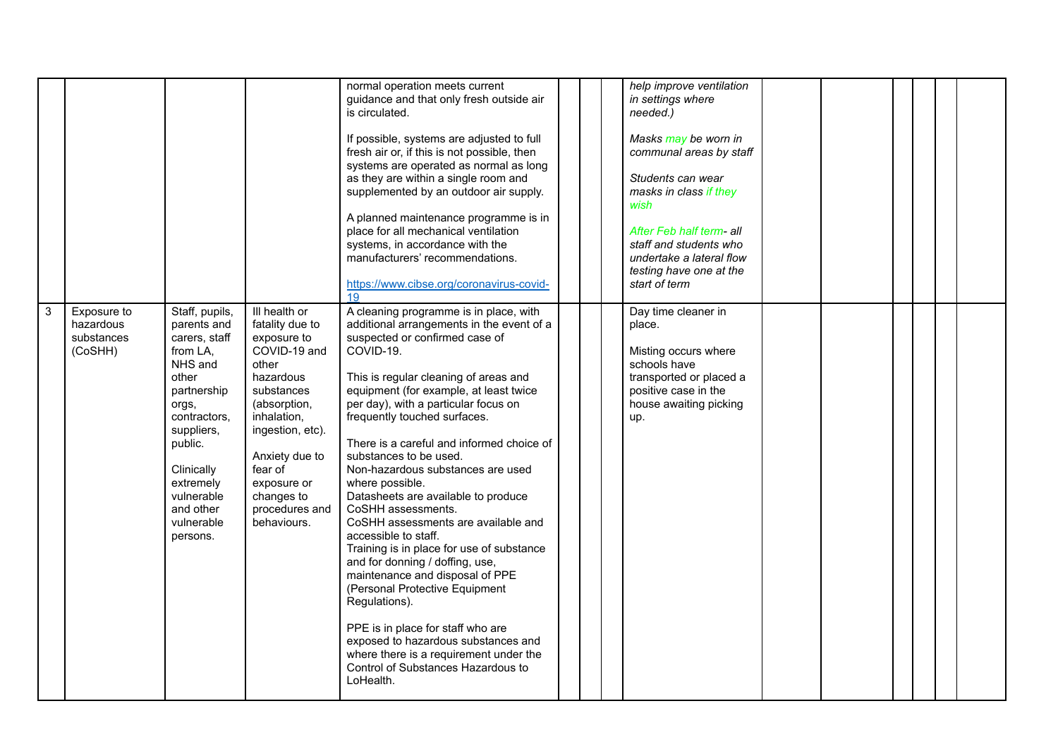| | | | | | | | | | | | | | | |
|---|---|---|---|---|---|---|---|---|---|---|---|---|---|---|
| | | | | normal operation meets current guidance and that only fresh outside air is circulated.<br><br>If possible, systems are adjusted to full fresh air or, if this is not possible, then systems are operated as normal as long as they are within a single room and supplemented by an outdoor air supply.<br><br>A planned maintenance programme is in place for all mechanical ventilation systems, in accordance with the manufacturers' recommendations.<br><br>[https://www.cibse.org/coronavirus-covid-19](https://www.cibse.org/coronavirus-covid-19) | | | | *help improve ventilation in settings where needed.)*<br><br>*Masks may be worn in communal areas by staff*<br><br>*Students can wear masks in class if they wish*<br><br>*After Feb half term- all staff and students who undertake a lateral flow testing have one at the start of term* | | | | | | |
| 3 | Exposure to hazardous substances (CoSHH) | Staff, pupils, parents and carers, staff from LA, NHS and other partnership orgs, contractors, suppliers, public.<br><br>Clinically extremely vulnerable and other vulnerable persons. | Ill health or fatality due to exposure to COVID-19 and other hazardous substances (absorption, inhalation, ingestion, etc).<br><br>Anxiety due to fear of exposure or changes to procedures and behaviours. | A cleaning programme is in place, with additional arrangements in the event of a suspected or confirmed case of COVID-19.<br><br>This is regular cleaning of areas and equipment (for example, at least twice per day), with a particular focus on frequently touched surfaces.<br><br>There is a careful and informed choice of substances to be used.<br>Non-hazardous substances are used where possible.<br>Datasheets are available to produce CoSHH assessments.<br>CoSHH assessments are available and accessible to staff.<br>Training is in place for use of substance and for donning / doffing, use, maintenance and disposal of PPE (Personal Protective Equipment Regulations).<br><br>PPE is in place for staff who are exposed to hazardous substances and where there is a requirement under the Control of Substances Hazardous to LoHealth. | | | | Day time cleaner in place.<br><br>Misting occurs where schools have transported or placed a positive case in the house awaiting picking up. | | | | | | |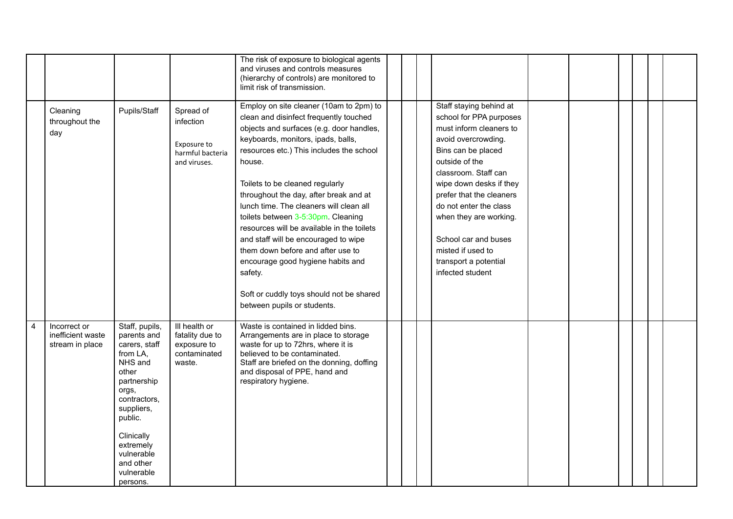| | | | | | | | | | | | | | | |
|---|---|---|---|---|---|---|---|---|---|---|---|---|---|---|
| | | | | The risk of exposure to biological agents and viruses and controls measures (hierarchy of controls) are monitored to limit risk of transmission. | | | | | | | | | | |
| | Cleaning throughout the day | Pupils/Staff | Spread of infection<br><br>Exposure to harmful bacteria and viruses. | Employ on site cleaner (10am to 2pm) to clean and disinfect frequently touched objects and surfaces (e.g. door handles, keyboards, monitors, ipads, balls, resources etc.) This includes the school house.<br><br>Toilets to be cleaned regularly throughout the day, after break and at lunch time. The cleaners will clean all toilets between 3-5:30pm. Cleaning resources will be available in the toilets and staff will be encouraged to wipe them down before and after use to encourage good hygiene habits and safety.<br><br>Soft or cuddly toys should not be shared between pupils or students. | | | | Staff staying behind at school for PPA purposes must inform cleaners to avoid overcrowding. Bins can be placed outside of the classroom. Staff can wipe down desks if they prefer that the cleaners do not enter the class when they are working.<br><br>School car and buses misted if used to transport a potential infected student | | | | | | |
| 4 | Incorrect or inefficient waste stream in place | Staff, pupils, parents and carers, staff from LA, NHS and other partnership orgs, contractors, suppliers, public.<br><br>Clinically extremely vulnerable and other vulnerable persons. | Ill health or fatality due to exposure to contaminated waste. | Waste is contained in lidded bins. Arrangements are in place to storage waste for up to 72hrs, where it is believed to be contaminated. Staff are briefed on the donning, doffing and disposal of PPE, hand and respiratory hygiene. | | | | | | | | | | |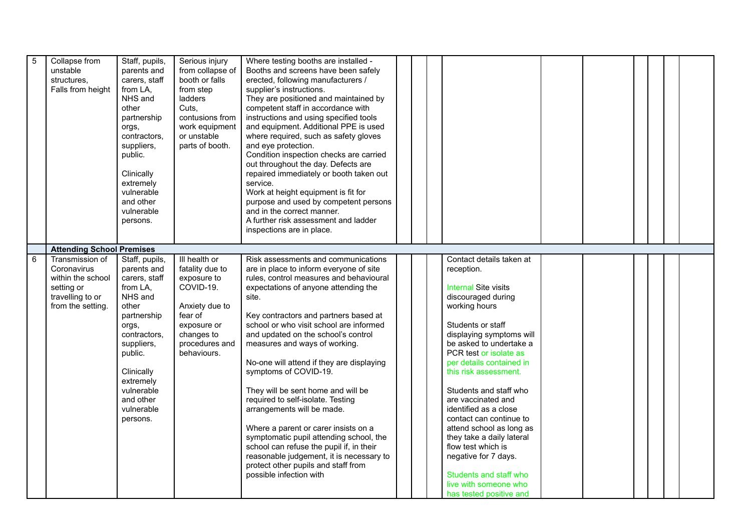| | | | | | | | | | | | | | | |
|---|---|---|---|---|---|---|---|---|---|---|---|---|---|---|
| 5 | Collapse from unstable structures, Falls from height | Staff, pupils, parents and carers, staff from LA, NHS and other partnership orgs, contractors, suppliers, public.<br><br>Clinically extremely vulnerable and other vulnerable persons. | Serious injury from collapse of booth or falls from step ladders Cuts, contusions from work equipment or unstable parts of booth. | Where testing booths are installed - Booths and screens have been safely erected, following manufacturers / supplier's instructions.<br>They are positioned and maintained by competent staff in accordance with instructions and using specified tools and equipment. Additional PPE is used where required, such as safety gloves and eye protection.<br>Condition inspection checks are carried out throughout the day. Defects are repaired immediately or booth taken out service.<br>Work at height equipment is fit for purpose and used by competent persons and in the correct manner.<br>A further risk assessment and ladder inspections are in place. | | | | | | | | | | |
| | **Attending School Premises** | | | | | | | | | | | | | |
| 6 | Transmission of Coronavirus within the school setting or travelling to or from the setting. | Staff, pupils, parents and carers, staff from LA, NHS and other partnership orgs, contractors, suppliers, public.<br><br>Clinically extremely vulnerable and other vulnerable persons. | Ill health or fatality due to exposure to COVID-19.<br><br>Anxiety due to fear of exposure or changes to procedures and behaviours. | Risk assessments and communications are in place to inform everyone of site rules, control measures and behavioural expectations of anyone attending the site.<br><br>Key contractors and partners based at school or who visit school are informed and updated on the school's control measures and ways of working.<br><br>No-one will attend if they are displaying symptoms of COVID-19.<br><br>They will be sent home and will be required to self-isolate. Testing arrangements will be made.<br><br>Where a parent or carer insists on a symptomatic pupil attending school, the school can refuse the pupil if, in their reasonable judgement, it is necessary to protect other pupils and staff from possible infection with | | | | Contact details taken at reception.<br><br>Internal Site visits discouraged during working hours<br><br>Students or staff displaying symptoms will be asked to undertake a PCR test or isolate as per details contained in this risk assessment.<br><br>Students and staff who are vaccinated and identified as a close contact can continue to attend school as long as they take a daily lateral flow test which is negative for 7 days.<br><br>Students and staff who live with someone who has tested positive and | | | | | | |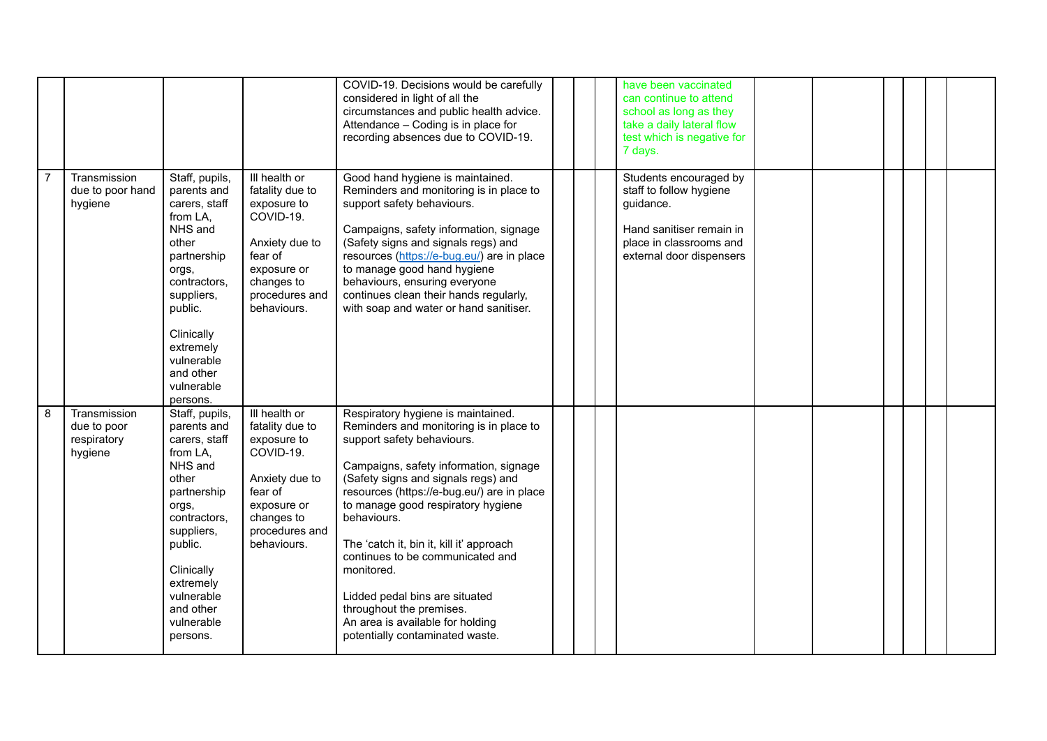| | | | | | | | | | | | | | | |
|---|---|---|---|---|---|---|---|---|---|---|---|---|---|---|
| | | | | COVID-19. Decisions would be carefully considered in light of all the circumstances and public health advice. Attendance – Coding is in place for recording absences due to COVID-19. | | | | have been vaccinated can continue to attend school as long as they take a daily lateral flow test which is negative for 7 days. | | | | | | |
| 7 | Transmission due to poor hand hygiene | Staff, pupils, parents and carers, staff from LA, NHS and other partnership orgs, contractors, suppliers, public.<br><br>Clinically extremely vulnerable and other vulnerable persons. | Ill health or fatality due to exposure to COVID-19.<br><br>Anxiety due to fear of exposure or changes to procedures and behaviours. | Good hand hygiene is maintained. Reminders and monitoring is in place to support safety behaviours.<br><br>Campaigns, safety information, signage (Safety signs and signals regs) and resources (https://e-bug.eu/) are in place to manage good hand hygiene behaviours, ensuring everyone continues clean their hands regularly, with soap and water or hand sanitiser. | | | | Students encouraged by staff to follow hygiene guidance.<br><br>Hand sanitiser remain in place in classrooms and external door dispensers | | | | | | |
| 8 | Transmission due to poor respiratory hygiene | Staff, pupils, parents and carers, staff from LA, NHS and other partnership orgs, contractors, suppliers, public.<br><br>Clinically extremely vulnerable and other vulnerable persons. | Ill health or fatality due to exposure to COVID-19.<br><br>Anxiety due to fear of exposure or changes to procedures and behaviours. | Respiratory hygiene is maintained. Reminders and monitoring is in place to support safety behaviours.<br><br>Campaigns, safety information, signage (Safety signs and signals regs) and resources (https://e-bug.eu/) are in place to manage good respiratory hygiene behaviours.<br><br>The 'catch it, bin it, kill it' approach continues to be communicated and monitored.<br><br>Lidded pedal bins are situated throughout the premises.<br>An area is available for holding potentially contaminated waste. | | | | | | | | | | |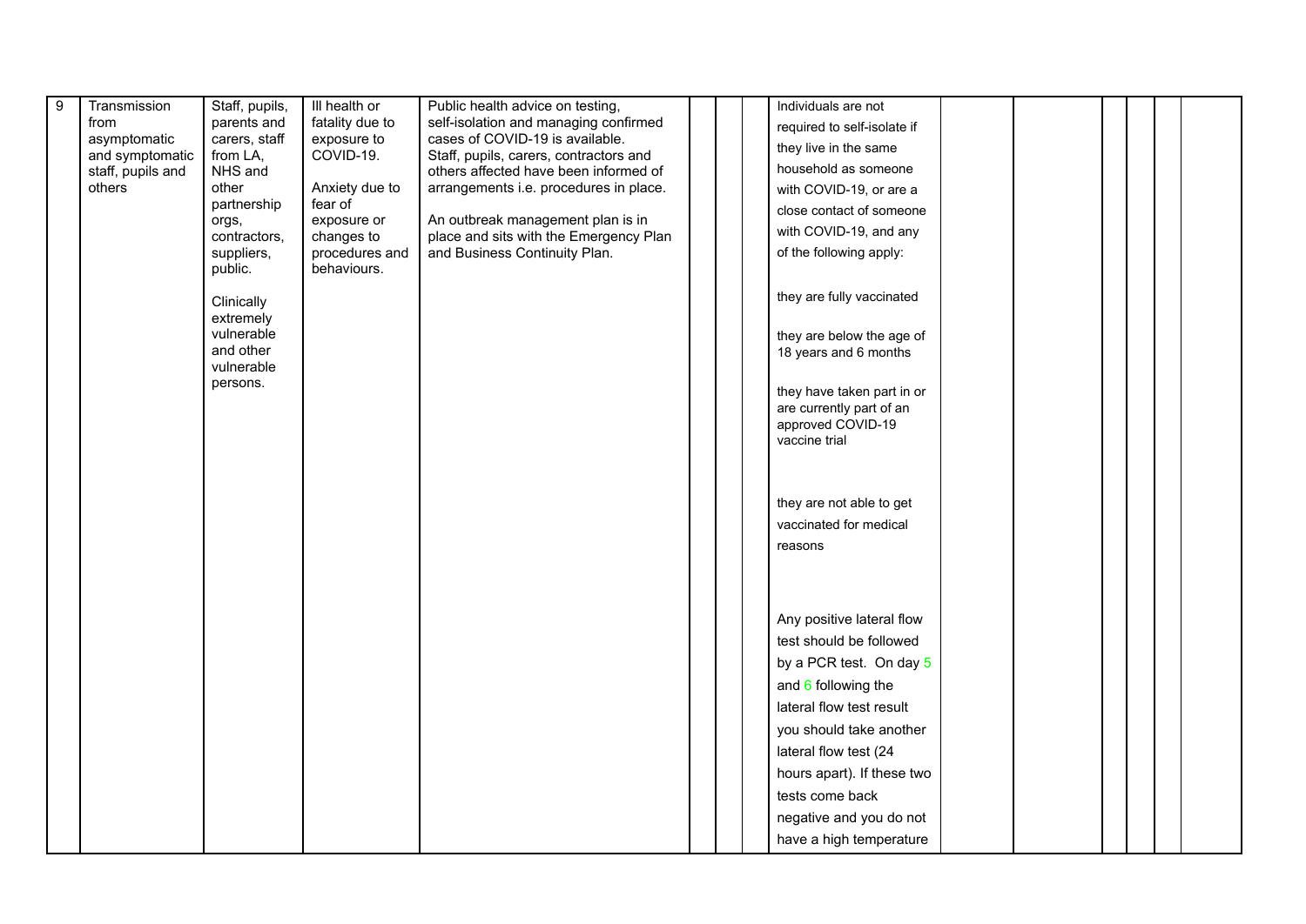| 9 | Transmission from asymptomatic and symptomatic staff, pupils and others | Staff, pupils, parents and carers, staff from LA, NHS and other partnership orgs, contractors, suppliers, public.<br><br>Clinically extremely vulnerable and other vulnerable persons. | Ill health or fatality due to exposure to COVID-19.<br><br>Anxiety due to fear of exposure or changes to procedures and behaviours. | Public health advice on testing, self-isolation and managing confirmed cases of COVID-19 is available.<br>Staff, pupils, carers, contractors and others affected have been informed of arrangements i.e. procedures in place.<br><br>An outbreak management plan is in place and sits with the Emergency Plan and Business Continuity Plan. | | | | Individuals are not required to self-isolate if they live in the same household as someone with COVID-19, or are a close contact of someone with COVID-19, and any of the following apply:<br><br>they are fully vaccinated<br><br>they are below the age of 18 years and 6 months<br><br>they have taken part in or are currently part of an approved COVID-19 vaccine trial<br><br>they are not able to get vaccinated for medical reasons<br><br>Any positive lateral flow test should be followed by a PCR test. On day 5 and 6 following the lateral flow test result you should take another lateral flow test (24 hours apart). If these two tests come back negative and you do not have a high temperature | | | | | | |
|---|---|---|---|---|---|---|---|---|---|---|---|---|---|---|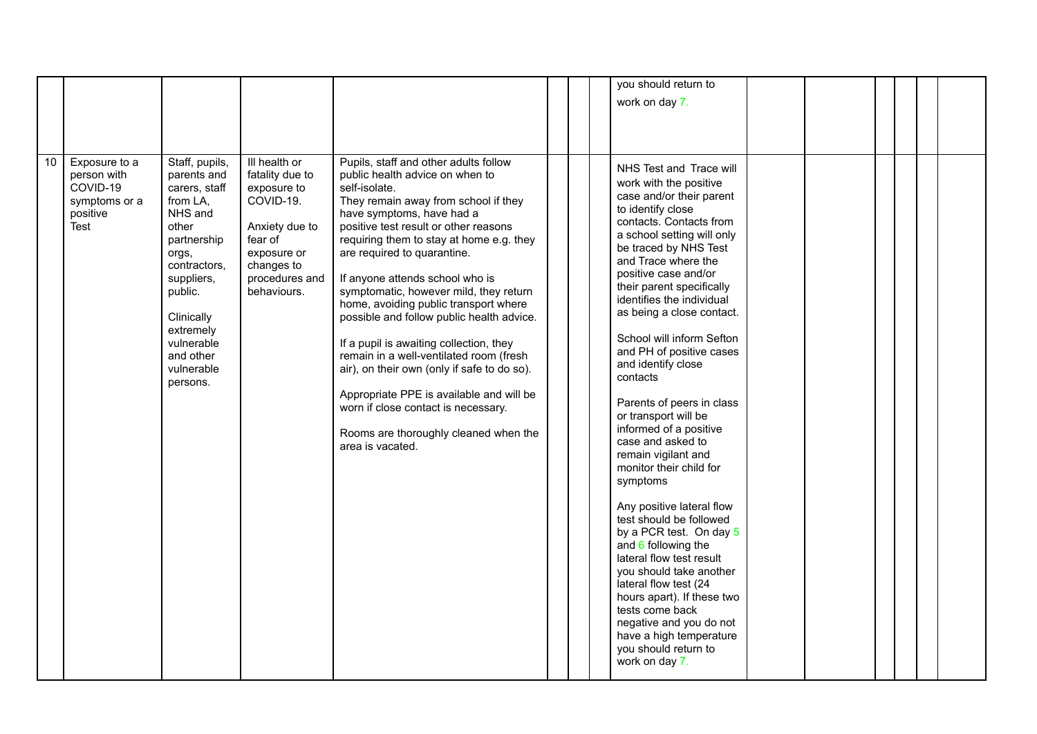| | | | | | | | | | | | | | |
|---|---|---|---|---|---|---|---|---|---|---|---|---|---|
| | | | | | | | | you should return to work on day 7. | | | | | |
| 10 | Exposure to a person with COVID-19 symptoms or a positive Test | Staff, pupils, parents and carers, staff from LA, NHS and other partnership orgs, contractors, suppliers, public.<br><br>Clinically extremely vulnerable and other vulnerable persons. | Ill health or fatality due to exposure to COVID-19.<br><br>Anxiety due to fear of exposure or changes to procedures and behaviours. | Pupils, staff and other adults follow public health advice on when to self-isolate.<br>They remain away from school if they have symptoms, have had a positive test result or other reasons requiring them to stay at home e.g. they are required to quarantine.<br><br>If anyone attends school who is symptomatic, however mild, they return home, avoiding public transport where possible and follow public health advice.<br><br>If a pupil is awaiting collection, they remain in a well-ventilated room (fresh air), on their own (only if safe to do so).<br><br>Appropriate PPE is available and will be worn if close contact is necessary.<br><br>Rooms are thoroughly cleaned when the area is vacated. | | | | NHS Test and Trace will work with the positive case and/or their parent to identify close contacts. Contacts from a school setting will only be traced by NHS Test and Trace where the positive case and/or their parent specifically identifies the individual as being a close contact.<br><br>School will inform Sefton and PH of positive cases and identify close contacts<br><br>Parents of peers in class or transport will be informed of a positive case and asked to remain vigilant and monitor their child for symptoms<br><br>Any positive lateral flow test should be followed by a PCR test. On day 5 and 6 following the lateral flow test result you should take another lateral flow test (24 hours apart). If these two tests come back negative and you do not have a high temperature you should return to work on day 7. | | | | | |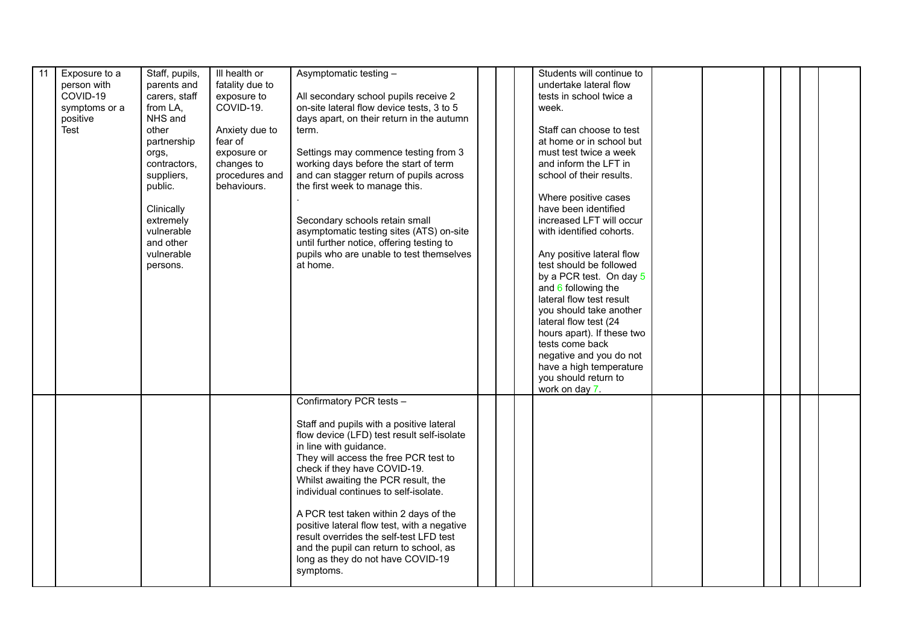| 11 | Exposure to a person with COVID-19 symptoms or a positive Test | Staff, pupils, parents and carers, staff from LA, NHS and other partnership orgs, contractors, suppliers, public.<br><br>Clinically extremely vulnerable and other vulnerable persons. | Ill health or fatality due to exposure to COVID-19.<br><br>Anxiety due to fear of exposure or changes to procedures and behaviours. | Asymptomatic testing –<br><br>All secondary school pupils receive 2 on-site lateral flow device tests, 3 to 5 days apart, on their return in the autumn term.<br><br>Settings may commence testing from 3 working days before the start of term and can stagger return of pupils across the first week to manage this.<br>.<br><br>Secondary schools retain small asymptomatic testing sites (ATS) on-site until further notice, offering testing to pupils who are unable to test themselves at home. | | | | Students will continue to undertake lateral flow tests in school twice a week.<br><br>Staff can choose to test at home or in school but must test twice a week and inform the LFT in school of their results.<br><br>Where positive cases have been identified increased LFT will occur with identified cohorts.<br><br>Any positive lateral flow test should be followed by a PCR test. On day 5 and 6 following the lateral flow test result you should take another lateral flow test (24 hours apart). If these two tests come back negative and you do not have a high temperature you should return to work on day 7. | | | | | | |
|---|---|---|---|---|---|---|---|---|---|---|---|---|---|---|
| | | | | Confirmatory PCR tests –<br><br>Staff and pupils with a positive lateral flow device (LFD) test result self-isolate in line with guidance.<br>They will access the free PCR test to check if they have COVID-19.<br>Whilst awaiting the PCR result, the individual continues to self-isolate.<br><br>A PCR test taken within 2 days of the positive lateral flow test, with a negative result overrides the self-test LFD test and the pupil can return to school, as long as they do not have COVID-19 symptoms. | | | | | | | | | | |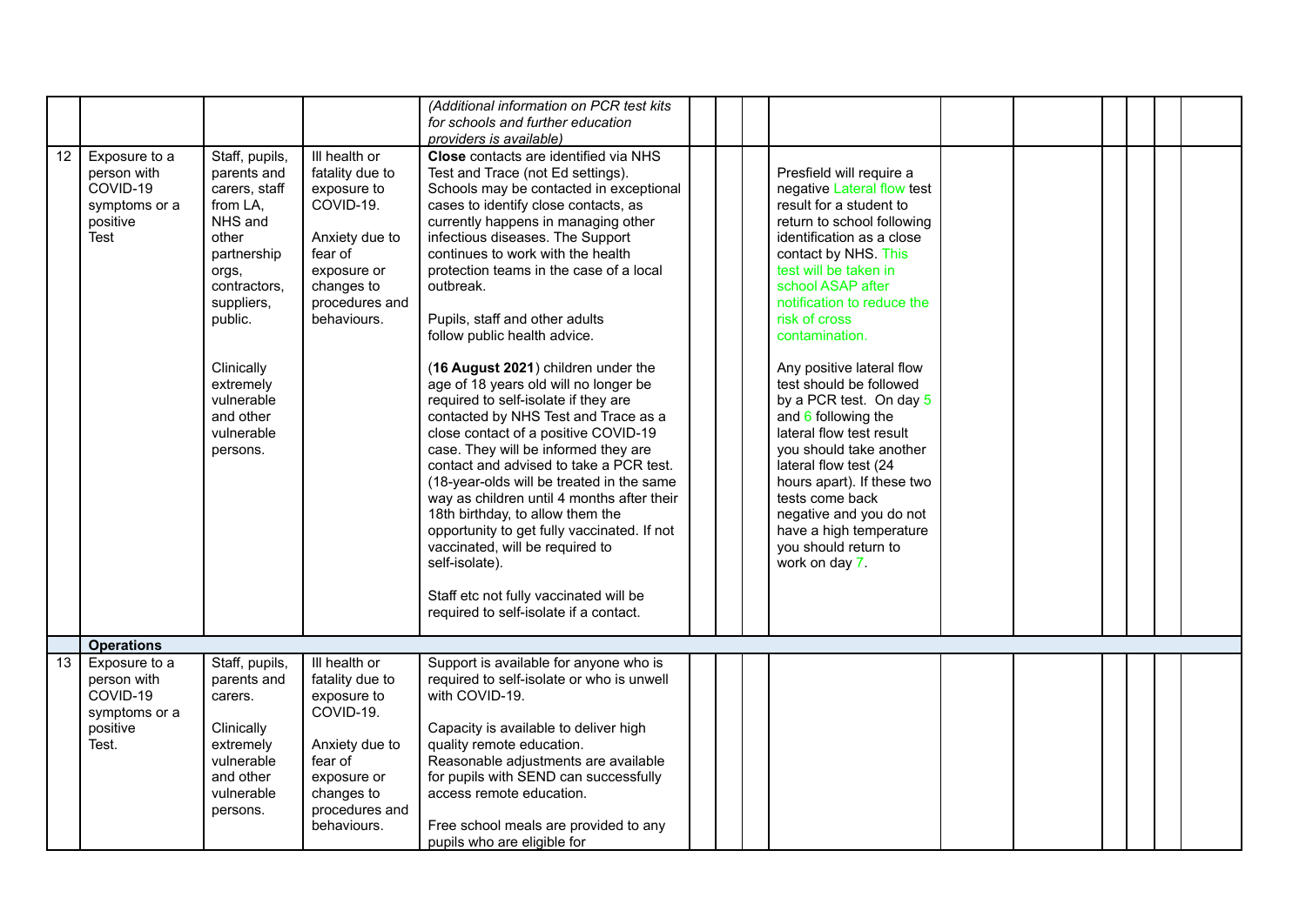| | | | | | | | | | | | | | | |
|---|---|---|---|---|---|---|---|---|---|---|---|---|---|---|
| | | | | *(Additional information on PCR test kits for schools and further education providers is available)* | | | | | | | | | | |
| 12 | Exposure to a person with COVID-19 symptoms or a positive Test | Staff, pupils, parents and carers, staff from LA, NHS and other partnership orgs, contractors, suppliers, public.<br><br>Clinically extremely vulnerable and other vulnerable persons. | Ill health or fatality due to exposure to COVID-19.<br><br>Anxiety due to fear of exposure or changes to procedures and behaviours. | **Close** contacts are identified via NHS Test and Trace (not Ed settings). Schools may be contacted in exceptional cases to identify close contacts, as currently happens in managing other infectious diseases. The Support continues to work with the health protection teams in the case of a local outbreak.<br><br>Pupils, staff and other adults follow public health advice.<br><br>(**16 August 2021**) children under the age of 18 years old will no longer be required to self-isolate if they are contacted by NHS Test and Trace as a close contact of a positive COVID-19 case. They will be informed they are contact and advised to take a PCR test. (18-year-olds will be treated in the same way as children until 4 months after their 18th birthday, to allow them the opportunity to get fully vaccinated. If not vaccinated, will be required to self-isolate).<br><br>Staff etc not fully vaccinated will be required to self-isolate if a contact. | | | | Presfield will require a negative Lateral flow test result for a student to return to school following identification as a close contact by NHS. This test will be taken in school ASAP after notification to reduce the risk of cross contamination.<br><br>Any positive lateral flow test should be followed by a PCR test. On day 5 and 6 following the lateral flow test result you should take another lateral flow test (24 hours apart). If these two tests come back negative and you do not have a high temperature you should return to work on day 7. | | | | | | |
| | **Operations** | | | | | | | | | | | | | |
| 13 | Exposure to a person with COVID-19 symptoms or a positive Test. | Staff, pupils, parents and carers.<br><br>Clinically extremely vulnerable and other vulnerable persons. | Ill health or fatality due to exposure to COVID-19.<br><br>Anxiety due to fear of exposure or changes to procedures and behaviours. | Support is available for anyone who is required to self-isolate or who is unwell with COVID-19.<br><br>Capacity is available to deliver high quality remote education.<br>Reasonable adjustments are available for pupils with SEND can successfully access remote education.<br><br>Free school meals are provided to any pupils who are eligible for | | | | | | | | | | |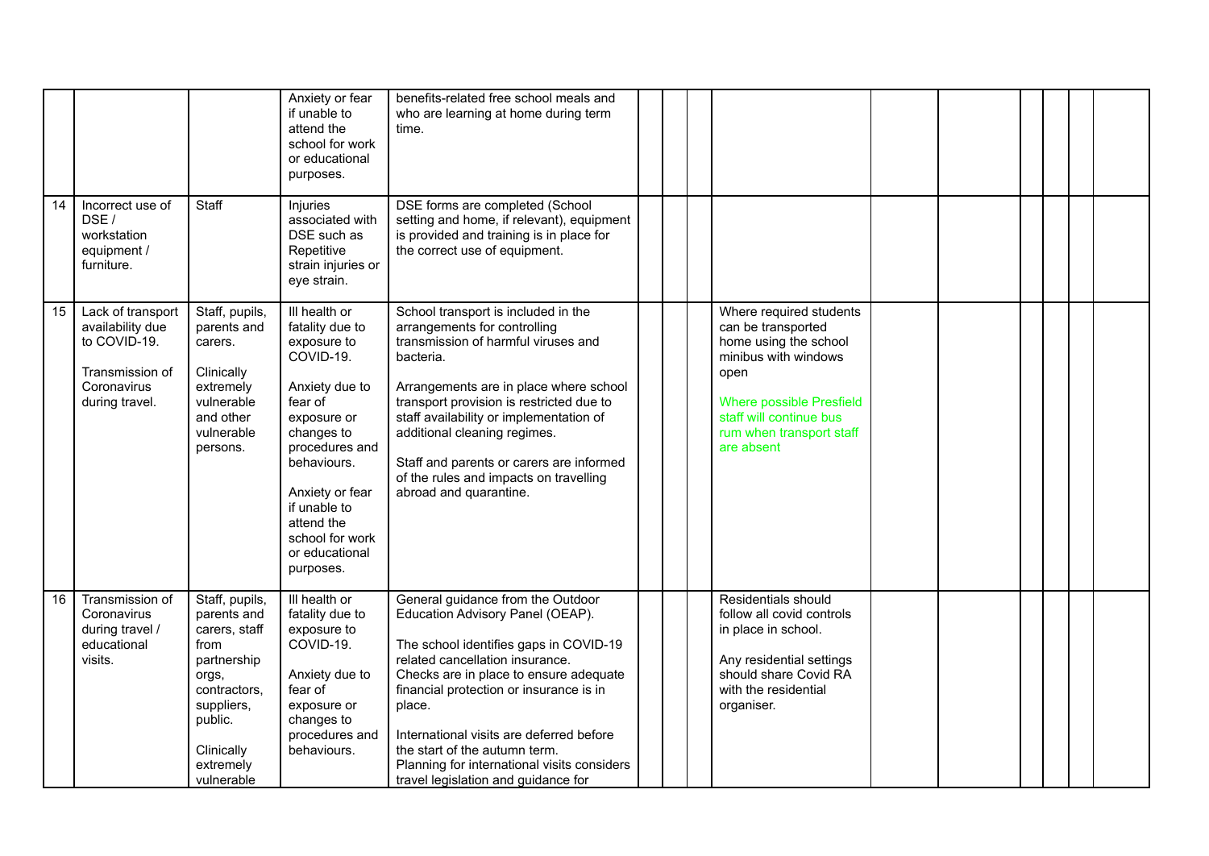| | | | | | | | | | | | | | | |
|---|---|---|---|---|---|---|---|---|---|---|---|---|---|---|
| | | | Anxiety or fear if unable to attend the school for work or educational purposes. | benefits-related free school meals and who are learning at home during term time. | | | | | | | | | | |
| 14 | Incorrect use of DSE / workstation equipment / furniture. | Staff | Injuries associated with DSE such as Repetitive strain injuries or eye strain. | DSE forms are completed (School setting and home, if relevant), equipment is provided and training is in place for the correct use of equipment. | | | | | | | | | | |
| 15 | Lack of transport availability due to COVID-19.<br><br>Transmission of Coronavirus during travel. | Staff, pupils, parents and carers.<br><br>Clinically extremely vulnerable and other vulnerable persons. | Ill health or fatality due to exposure to COVID-19.<br><br>Anxiety due to fear of exposure or changes to procedures and behaviours.<br><br>Anxiety or fear if unable to attend the school for work or educational purposes. | School transport is included in the arrangements for controlling transmission of harmful viruses and bacteria.<br><br>Arrangements are in place where school transport provision is restricted due to staff availability or implementation of additional cleaning regimes.<br><br>Staff and parents or carers are informed of the rules and impacts on travelling abroad and quarantine. | | | | Where required students can be transported home using the school minibus with windows open<br><br>Where possible Presfield staff will continue bus rum when transport staff are absent | | | | | | |
| 16 | Transmission of Coronavirus during travel / educational visits. | Staff, pupils, parents and carers, staff from partnership orgs, contractors, suppliers, public.<br><br>Clinically extremely vulnerable | Ill health or fatality due to exposure to COVID-19.<br><br>Anxiety due to fear of exposure or changes to procedures and behaviours. | General guidance from the Outdoor Education Advisory Panel (OEAP).<br><br>The school identifies gaps in COVID-19 related cancellation insurance.<br>Checks are in place to ensure adequate financial protection or insurance is in place.<br><br>International visits are deferred before the start of the autumn term.<br>Planning for international visits considers travel legislation and guidance for | | | | Residentials should follow all covid controls in place in school.<br><br>Any residential settings should share Covid RA with the residential organiser. | | | | | | |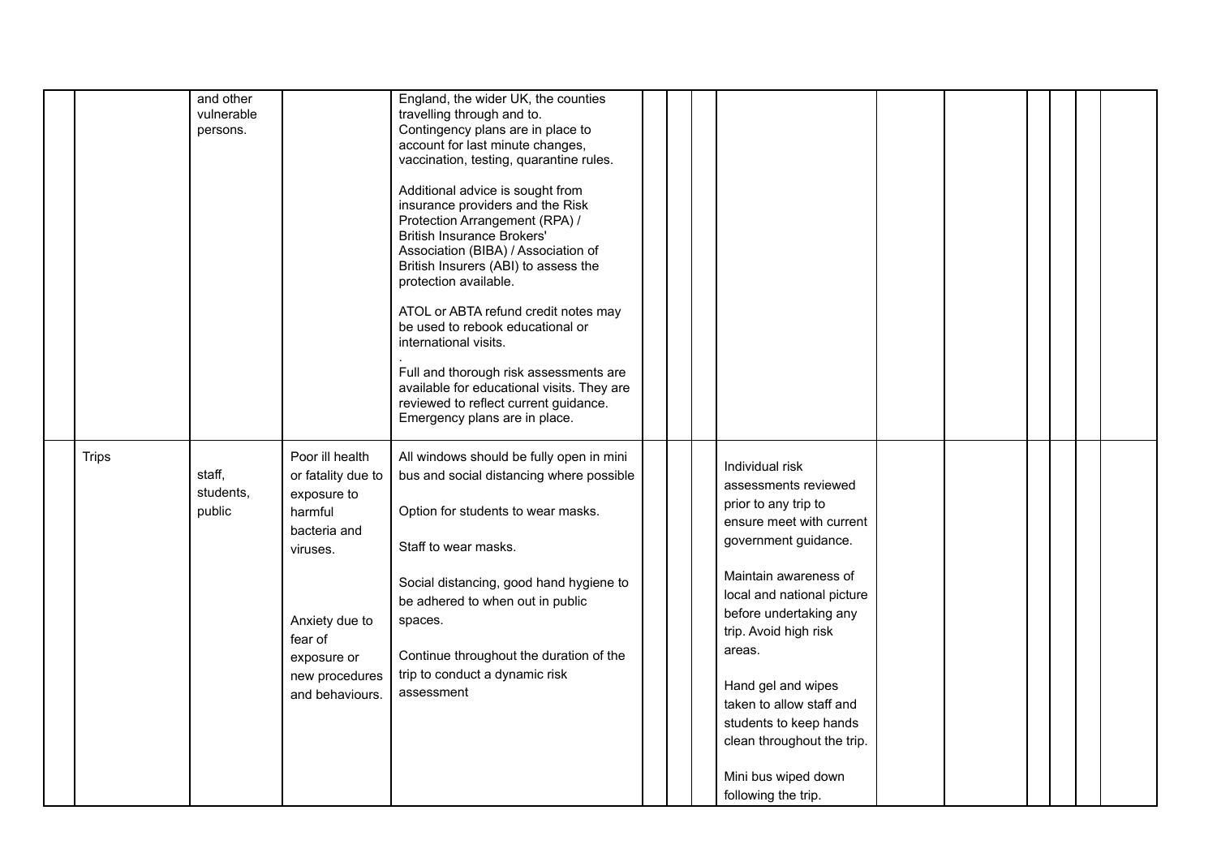| | | | | | | | | | | | | | | |
|---|---|---|---|---|---|---|---|---|---|---|---|---|---|---|
| | | and other vulnerable persons. | | England, the wider UK, the counties travelling through and to. Contingency plans are in place to account for last minute changes, vaccination, testing, quarantine rules.<br><br>Additional advice is sought from insurance providers and the Risk Protection Arrangement (RPA) / British Insurance Brokers' Association (BIBA) / Association of British Insurers (ABI) to assess the protection available.<br><br>ATOL or ABTA refund credit notes may be used to rebook educational or international visits.<br>.<br>Full and thorough risk assessments are available for educational visits. They are reviewed to reflect current guidance. Emergency plans are in place. | | | | | | | | | | |
| | Trips | staff, students, public | Poor ill health or fatality due to exposure to harmful bacteria and viruses.<br><br>Anxiety due to fear of exposure or new procedures and behaviours. | All windows should be fully open in mini bus and social distancing where possible<br><br>Option for students to wear masks.<br><br>Staff to wear masks.<br><br>Social distancing, good hand hygiene to be adhered to when out in public spaces.<br><br>Continue throughout the duration of the trip to conduct a dynamic risk assessment | | | | Individual risk assessments reviewed prior to any trip to ensure meet with current government guidance.<br><br>Maintain awareness of local and national picture before undertaking any trip. Avoid high risk areas.<br><br>Hand gel and wipes taken to allow staff and students to keep hands clean throughout the trip.<br><br>Mini bus wiped down following the trip. | | | | | | |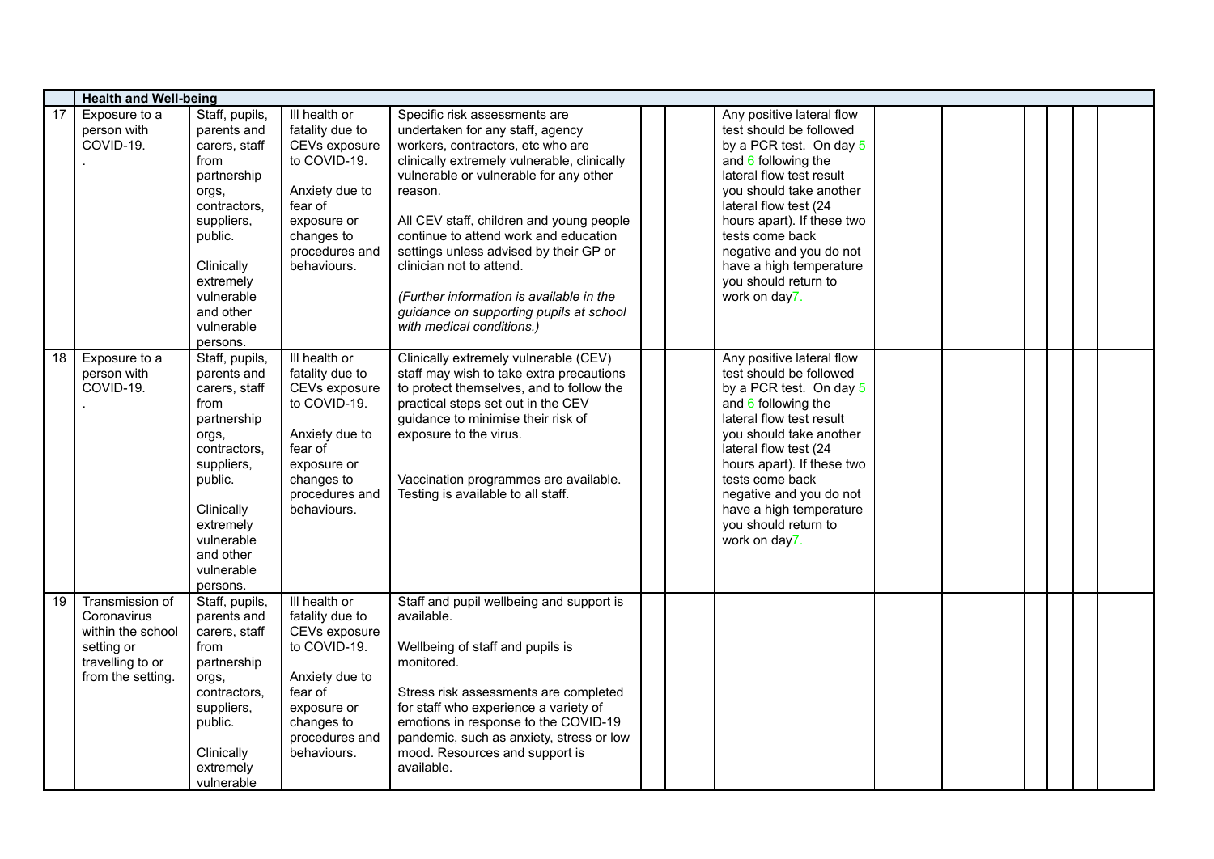| | Health and Well-being | | | | | | | | | | | | | | |
|---|---|---|---|---|---|---|---|---|---|---|---|---|---|---|---|
| 17 | Exposure to a person with COVID-19. . | Staff, pupils, parents and carers, staff from partnership orgs, contractors, suppliers, public.<br><br>Clinically extremely vulnerable and other vulnerable persons. | Ill health or fatality due to CEVs exposure to COVID-19.<br><br>Anxiety due to fear of exposure or changes to procedures and behaviours. | Specific risk assessments are undertaken for any staff, agency workers, contractors, etc who are clinically extremely vulnerable, clinically vulnerable or vulnerable for any other reason.<br><br>All CEV staff, children and young people continue to attend work and education settings unless advised by their GP or clinician not to attend.<br><br>*(Further information is available in the guidance on supporting pupils at school with medical conditions.)* | | | | Any positive lateral flow test should be followed by a PCR test. On day 5 and 6 following the lateral flow test result you should take another lateral flow test (24 hours apart). If these two tests come back negative and you do not have a high temperature you should return to work on day7. | | | | | | |
| 18 | Exposure to a person with COVID-19. . | Staff, pupils, parents and carers, staff from partnership orgs, contractors, suppliers, public.<br><br>Clinically extremely vulnerable and other vulnerable persons. | Ill health or fatality due to CEVs exposure to COVID-19.<br><br>Anxiety due to fear of exposure or changes to procedures and behaviours. | Clinically extremely vulnerable (CEV) staff may wish to take extra precautions to protect themselves, and to follow the practical steps set out in the CEV guidance to minimise their risk of exposure to the virus.<br><br>Vaccination programmes are available. Testing is available to all staff. | | | | Any positive lateral flow test should be followed by a PCR test. On day 5 and 6 following the lateral flow test result you should take another lateral flow test (24 hours apart). If these two tests come back negative and you do not have a high temperature you should return to work on day7. | | | | | | |
| 19 | Transmission of Coronavirus within the school setting or travelling to or from the setting. | Staff, pupils, parents and carers, staff from partnership orgs, contractors, suppliers, public.<br><br>Clinically extremely vulnerable | Ill health or fatality due to CEVs exposure to COVID-19.<br><br>Anxiety due to fear of exposure or changes to procedures and behaviours. | Staff and pupil wellbeing and support is available.<br><br>Wellbeing of staff and pupils is monitored.<br><br>Stress risk assessments are completed for staff who experience a variety of emotions in response to the COVID-19 pandemic, such as anxiety, stress or low mood. Resources and support is available. | | | | | | | | | | |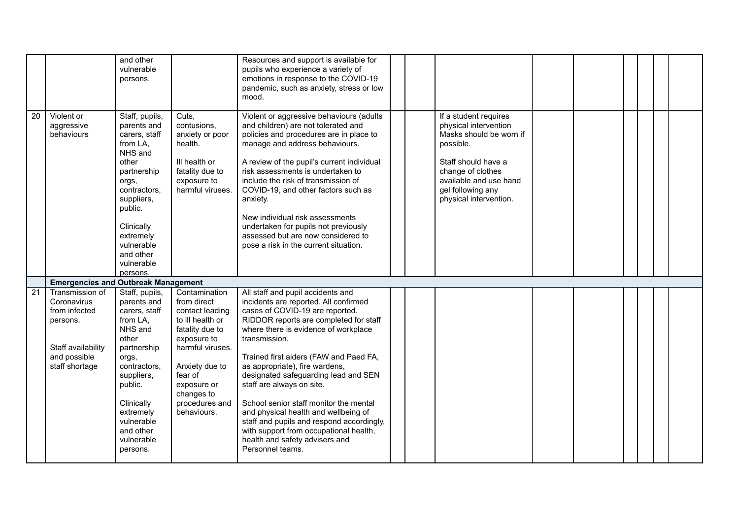|  |  |  |  |  |  |  |  |  |  |  |  |  |  |  |
|---|---|---|---|---|---|---|---|---|---|---|---|---|---|---|
|  |  | and other vulnerable persons. |  | Resources and support is available for pupils who experience a variety of emotions in response to the COVID-19 pandemic, such as anxiety, stress or low mood. |  |  |  |  |  |  |  |  |  |  |
| 20 | Violent or aggressive behaviours | Staff, pupils, parents and carers, staff from LA, NHS and other partnership orgs, contractors, suppliers, public.<br><br>Clinically extremely vulnerable and other vulnerable persons. | Cuts, contusions, anxiety or poor health.<br><br>Ill health or fatality due to exposure to harmful viruses. | Violent or aggressive behaviours (adults and children) are not tolerated and policies and procedures are in place to manage and address behaviours.<br><br>A review of the pupil's current individual risk assessments is undertaken to include the risk of transmission of COVID-19, and other factors such as anxiety.<br><br>New individual risk assessments undertaken for pupils not previously assessed but are now considered to pose a risk in the current situation. |  |  |  | If a student requires physical intervention Masks should be worn if possible.<br><br>Staff should have a change of clothes available and use hand gel following any physical intervention. |  |  |  |  |  |  |
|  | **Emergencies and Outbreak Management** |  |  |  |  |  |  |  |  |  |  |  |  |  |
| 21 | Transmission of Coronavirus from infected persons.<br><br>Staff availability and possible staff shortage | Staff, pupils, parents and carers, staff from LA, NHS and other partnership orgs, contractors, suppliers, public.<br><br>Clinically extremely vulnerable and other vulnerable persons. | Contamination from direct contact leading to ill health or fatality due to exposure to harmful viruses.<br><br>Anxiety due to fear of exposure or changes to procedures and behaviours. | All staff and pupil accidents and incidents are reported. All confirmed cases of COVID-19 are reported. RIDDOR reports are completed for staff where there is evidence of workplace transmission.<br><br>Trained first aiders (FAW and Paed FA, as appropriate), fire wardens, designated safeguarding lead and SEN staff are always on site.<br><br>School senior staff monitor the mental and physical health and wellbeing of staff and pupils and respond accordingly, with support from occupational health, health and safety advisers and Personnel teams. |  |  |  |  |  |  |  |  |  |  |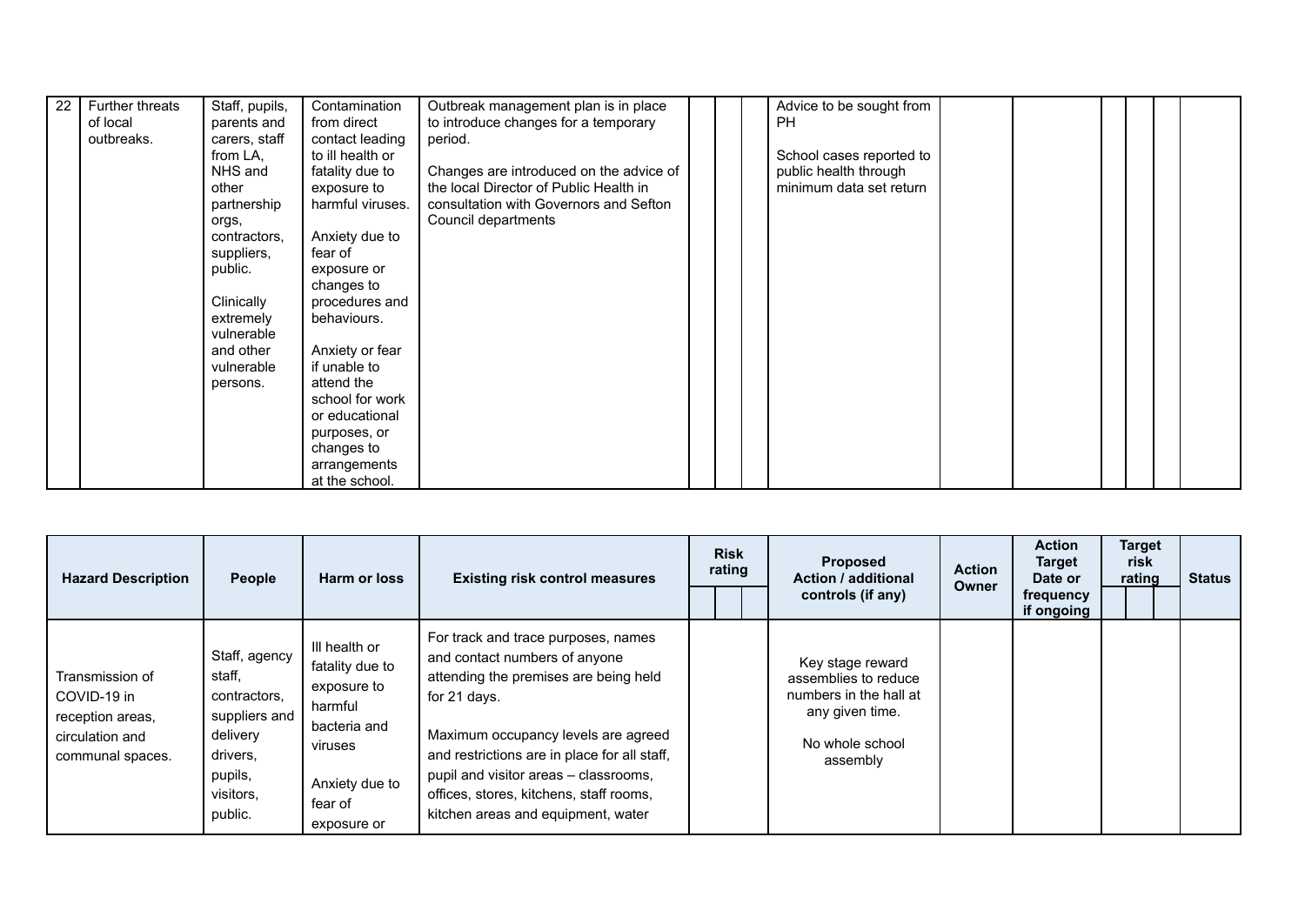| 22 | Further threats of local outbreaks. | Staff, pupils, parents and carers, staff from LA, NHS and other partnership orgs, contractors, suppliers, public.<br><br>Clinically extremely vulnerable and other vulnerable persons. | Contamination from direct contact leading to ill health or fatality due to exposure to harmful viruses.<br><br>Anxiety due to fear of exposure or changes to procedures and behaviours.<br><br>Anxiety or fear if unable to attend the school for work or educational purposes, or changes to arrangements at the school. | Outbreak management plan is in place to introduce changes for a temporary period.<br><br>Changes are introduced on the advice of the local Director of Public Health in consultation with Governors and Sefton Council departments | | | | Advice to be sought from PH<br><br>School cases reported to public health through minimum data set return | | | | | | |
|---|---|---|---|---|---|---|---|---|---|---|---|---|---|---|

| Hazard Description | People | Harm or loss | Existing risk control measures | Risk rating | | | Proposed Action / additional controls (if any) | Action Owner | Action Target Date or frequency if ongoing | Target risk rating | | | Status |
|---|---|---|---|---|---|---|---|---|---|---|---|---|---|
| Transmission of COVID-19 in reception areas, circulation and communal spaces. | Staff, agency staff, contractors, suppliers and delivery drivers, pupils, visitors, public. | Ill health or fatality due to exposure to harmful bacteria and viruses<br><br>Anxiety due to fear of exposure or | For track and trace purposes, names and contact numbers of anyone attending the premises are being held for 21 days.<br><br>Maximum occupancy levels are agreed and restrictions are in place for all staff, pupil and visitor areas – classrooms, offices, stores, kitchens, staff rooms, kitchen areas and equipment, water | | | | Key stage reward assemblies to reduce numbers in the hall at any given time.<br><br>No whole school assembly | | | | | | |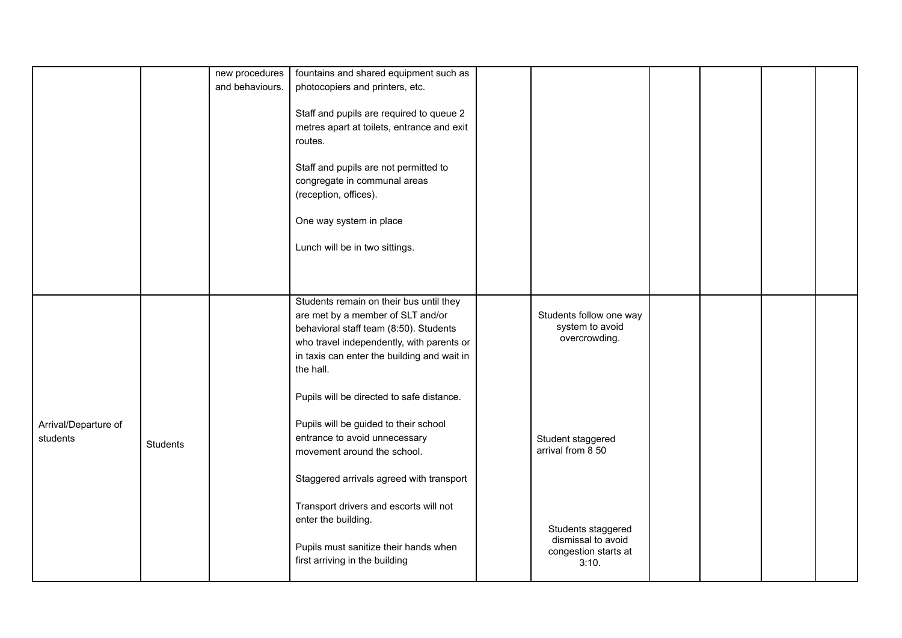| | | | | | | | | | |
|---|---|---|---|---|---|---|---|---|---|
| | | new procedures and behaviours. | fountains and shared equipment such as photocopiers and printers, etc.<br><br>Staff and pupils are required to queue 2 metres apart at toilets, entrance and exit routes.<br><br>Staff and pupils are not permitted to congregate in communal areas (reception, offices).<br><br>One way system in place<br><br>Lunch will be in two sittings. | | | | | | |
| Arrival/Departure of students | Students | | Students remain on their bus until they are met by a member of SLT and/or behavioral staff team (8:50). Students who travel independently, with parents or in taxis can enter the building and wait in the hall.<br><br>Pupils will be directed to safe distance.<br><br>Pupils will be guided to their school entrance to avoid unnecessary movement around the school.<br><br>Staggered arrivals agreed with transport<br><br>Transport drivers and escorts will not enter the building.<br><br>Pupils must sanitize their hands when first arriving in the building | | Students follow one way system to avoid overcrowding.<br><br>Student staggered arrival from 8 50<br><br>Students staggered dismissal to avoid congestion starts at 3:10. | | | | |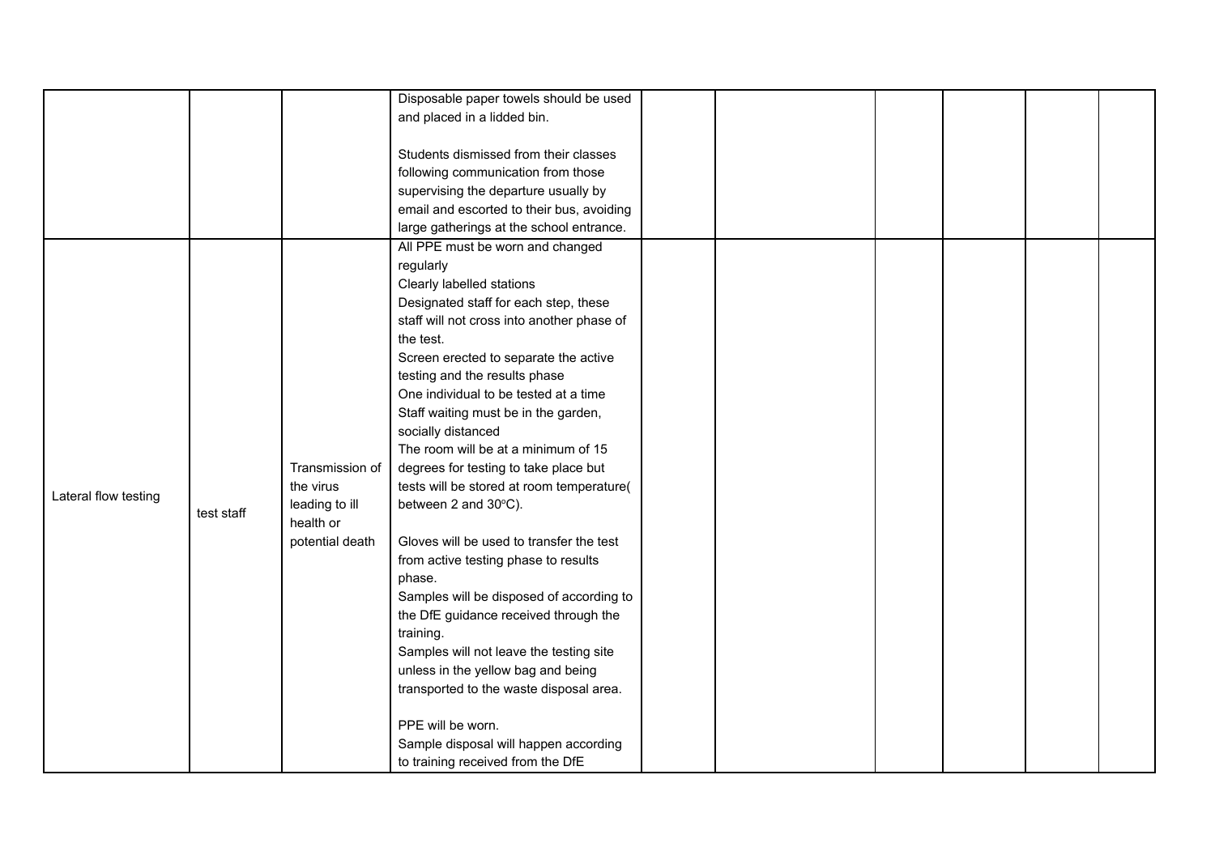| | | | | | | | | | |
|---|---|---|---|---|---|---|---|---|---|
| | | | Disposable paper towels should be used and placed in a lidded bin.<br><br>Students dismissed from their classes following communication from those supervising the departure usually by email and escorted to their bus, avoiding large gatherings at the school entrance. | | | | | | |
| Lateral flow testing | test staff | Transmission of the virus leading to ill health or potential death | All PPE must be worn and changed regularly<br>Clearly labelled stations<br>Designated staff for each step, these staff will not cross into another phase of the test.<br>Screen erected to separate the active testing and the results phase<br>One individual to be tested at a time<br>Staff waiting must be in the garden, socially distanced<br>The room will be at a minimum of 15 degrees for testing to take place but tests will be stored at room temperature( between 2 and 30ºC).<br><br>Gloves will be used to transfer the test from active testing phase to results phase.<br>Samples will be disposed of according to the DfE guidance received through the training.<br>Samples will not leave the testing site unless in the yellow bag and being transported to the waste disposal area.<br><br>PPE will be worn.<br>Sample disposal will happen according to training received from the DfE | | | | | | |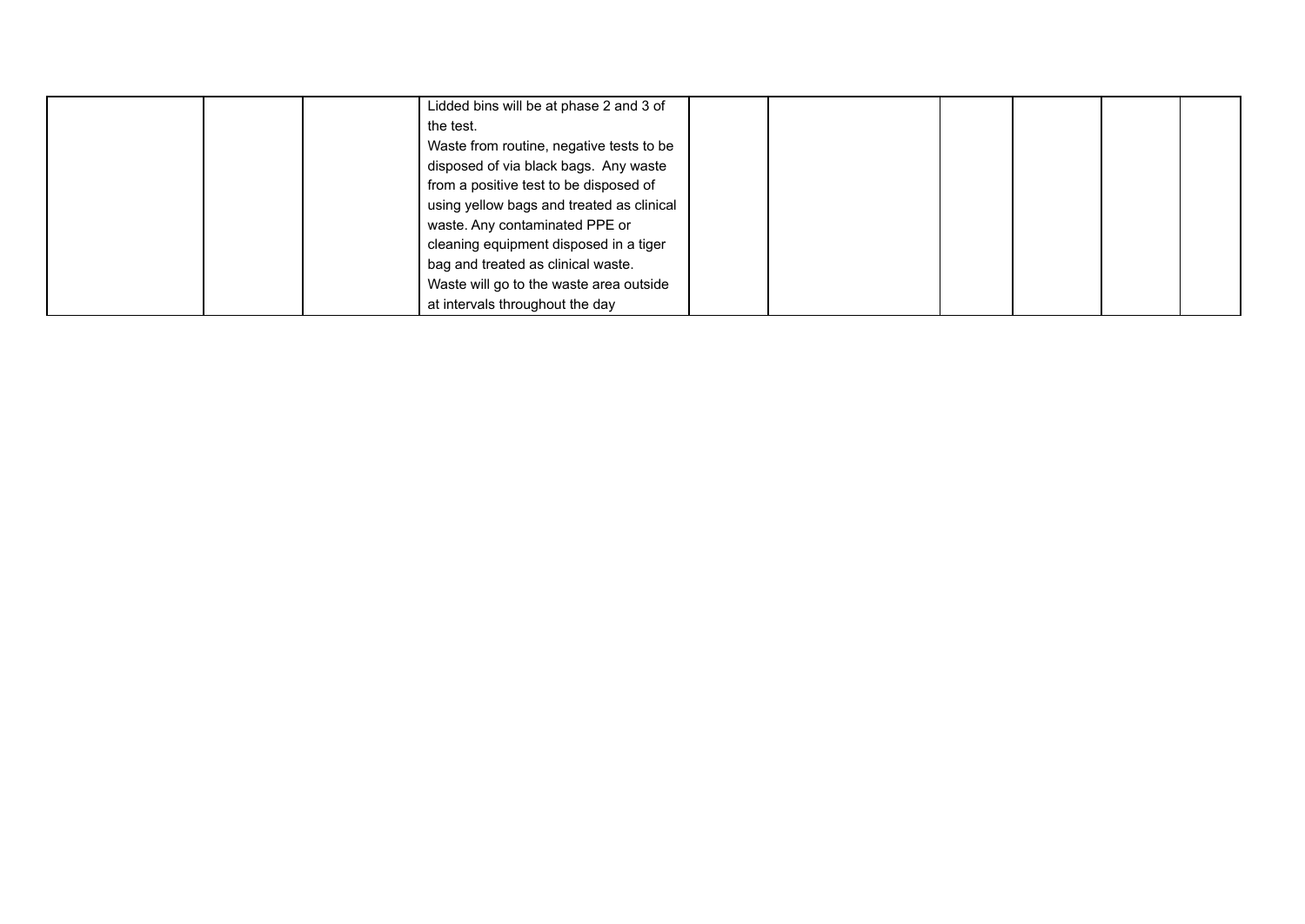| | | | | | | | | | |
|---|---|---|---|---|---|---|---|---|---|
| | | | Lidded bins will be at phase 2 and 3 of the test.<br>Waste from routine, negative tests to be disposed of via black bags. Any waste from a positive test to be disposed of using yellow bags and treated as clinical waste. Any contaminated PPE or cleaning equipment disposed in a tiger bag and treated as clinical waste.<br>Waste will go to the waste area outside at intervals throughout the day | | | | | | |